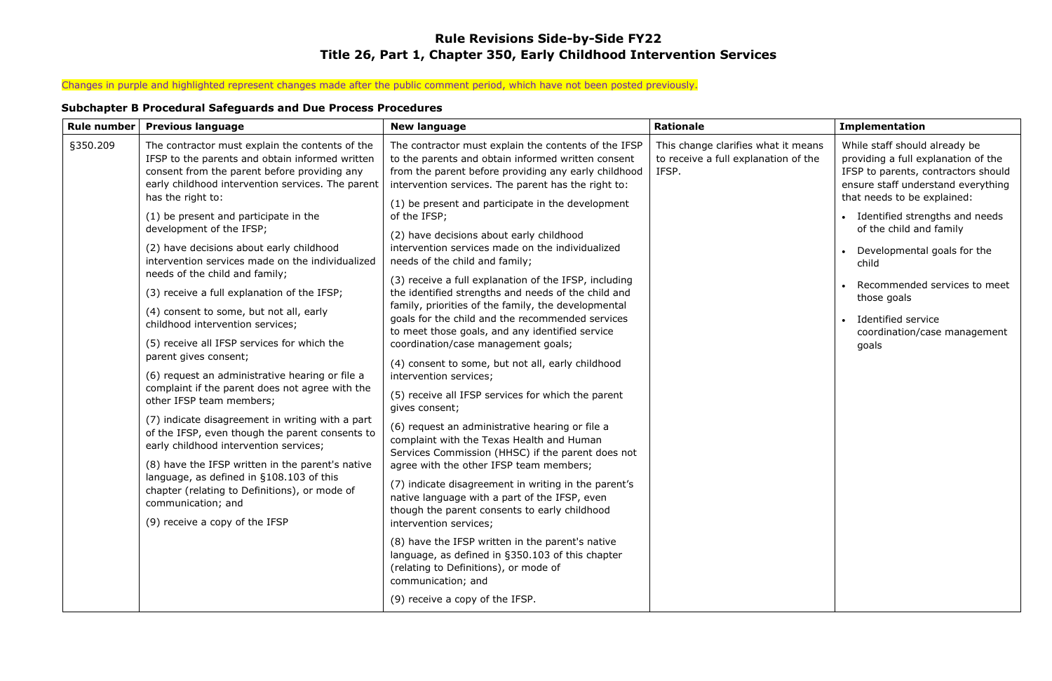# Rule Revisions Side-by-Side FY22
# Title 26, Part 1, Chapter 350, Early Childhood Intervention Services

Changes in purple and highlighted represent changes made after the public comment period, which have not been posted previously.

### Subchapter B Procedural Safeguards and Due Process Procedures

| Rule number | Previous language | New language | Rationale | Implementation |
|---|---|---|---|---|
| §350.209 | The contractor must explain the contents of the IFSP to the parents and obtain informed written consent from the parent before providing any early childhood intervention services. The parent has the right to:<br><br>(1) be present and participate in the development of the IFSP;<br><br>(2) have decisions about early childhood intervention services made on the individualized needs of the child and family;<br><br>(3) receive a full explanation of the IFSP;<br><br>(4) consent to some, but not all, early childhood intervention services;<br><br>(5) receive all IFSP services for which the parent gives consent;<br><br>(6) request an administrative hearing or file a complaint if the parent does not agree with the other IFSP team members;<br><br>(7) indicate disagreement in writing with a part of the IFSP, even though the parent consents to early childhood intervention services;<br><br>(8) have the IFSP written in the parent's native language, as defined in §108.103 of this chapter (relating to Definitions), or mode of communication; and<br><br>(9) receive a copy of the IFSP | The contractor must explain the contents of the IFSP to the parents and obtain informed written consent from the parent before providing any early childhood intervention services. The parent has the right to:<br><br>(1) be present and participate in the development of the IFSP;<br><br>(2) have decisions about early childhood intervention services made on the individualized needs of the child and family;<br><br>(3) receive a full explanation of the IFSP, including the identified strengths and needs of the child and family, priorities of the family, the developmental goals for the child and the recommended services to meet those goals, and any identified service coordination/case management goals;<br><br>(4) consent to some, but not all, early childhood intervention services;<br><br>(5) receive all IFSP services for which the parent gives consent;<br><br>(6) request an administrative hearing or file a complaint with the Texas Health and Human Services Commission (HHSC) if the parent does not agree with the other IFSP team members;<br><br>(7) indicate disagreement in writing in the parent's native language with a part of the IFSP, even though the parent consents to early childhood intervention services;<br><br>(8) have the IFSP written in the parent's native language, as defined in §350.103 of this chapter (relating to Definitions), or mode of communication; and<br><br>(9) receive a copy of the IFSP. | This change clarifies what it means to receive a full explanation of the IFSP. | While staff should already be providing a full explanation of the IFSP to parents, contractors should ensure staff understand everything that needs to be explained:<br><br>• Identified strengths and needs of the child and family<br>• Developmental goals for the child<br>• Recommended services to meet those goals<br>• Identified service coordination/case management goals |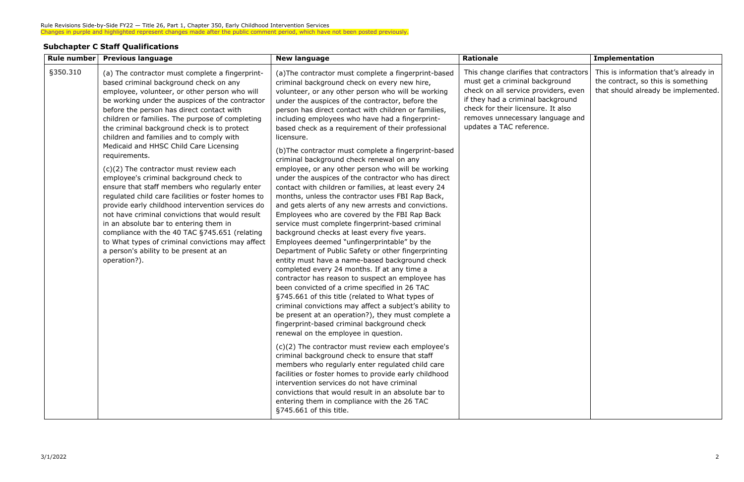Rule Revisions Side-by-Side FY22 — Title 26, Part 1, Chapter 350, Early Childhood Intervention Services
Changes in purple and highlighted represent changes made after the public comment period, which have not been posted previously.

## Subchapter C Staff Qualifications

| Rule number | Previous language | New language | Rationale | Implementation |
|---|---|---|---|---|
| §350.310 | (a) The contractor must complete a fingerprint-based criminal background check on any employee, volunteer, or other person who will be working under the auspices of the contractor before the person has direct contact with children or families. The purpose of completing the criminal background check is to protect children and families and to comply with Medicaid and HHSC Child Care Licensing requirements.<br><br>(c)(2) The contractor must review each employee's criminal background check to ensure that staff members who regularly enter regulated child care facilities or foster homes to provide early childhood intervention services do not have criminal convictions that would result in an absolute bar to entering them in compliance with the 40 TAC §745.651 (relating to What types of criminal convictions may affect a person's ability to be present at an operation?). | (a)The contractor must complete a fingerprint-based criminal background check on every new hire, volunteer, or any other person who will be working under the auspices of the contractor, before the person has direct contact with children or families, including employees who have had a fingerprint-based check as a requirement of their professional licensure.<br><br>(b)The contractor must complete a fingerprint-based criminal background check renewal on any employee, or any other person who will be working under the auspices of the contractor who has direct contact with children or families, at least every 24 months, unless the contractor uses FBI Rap Back, and gets alerts of any new arrests and convictions. Employees who are covered by the FBI Rap Back service must complete fingerprint-based criminal background checks at least every five years. Employees deemed "unfingerprintable" by the Department of Public Safety or other fingerprinting entity must have a name-based background check completed every 24 months. If at any time a contractor has reason to suspect an employee has been convicted of a crime specified in 26 TAC §745.661 of this title (related to What types of criminal convictions may affect a subject's ability to be present at an operation?), they must complete a fingerprint-based criminal background check renewal on the employee in question.<br><br>(c)(2) The contractor must review each employee's criminal background check to ensure that staff members who regularly enter regulated child care facilities or foster homes to provide early childhood intervention services do not have criminal convictions that would result in an absolute bar to entering them in compliance with the 26 TAC §745.661 of this title. | This change clarifies that contractors must get a criminal background check on all service providers, even if they had a criminal background check for their licensure. It also removes unnecessary language and updates a TAC reference. | This is information that's already in the contract, so this is something that should already be implemented. |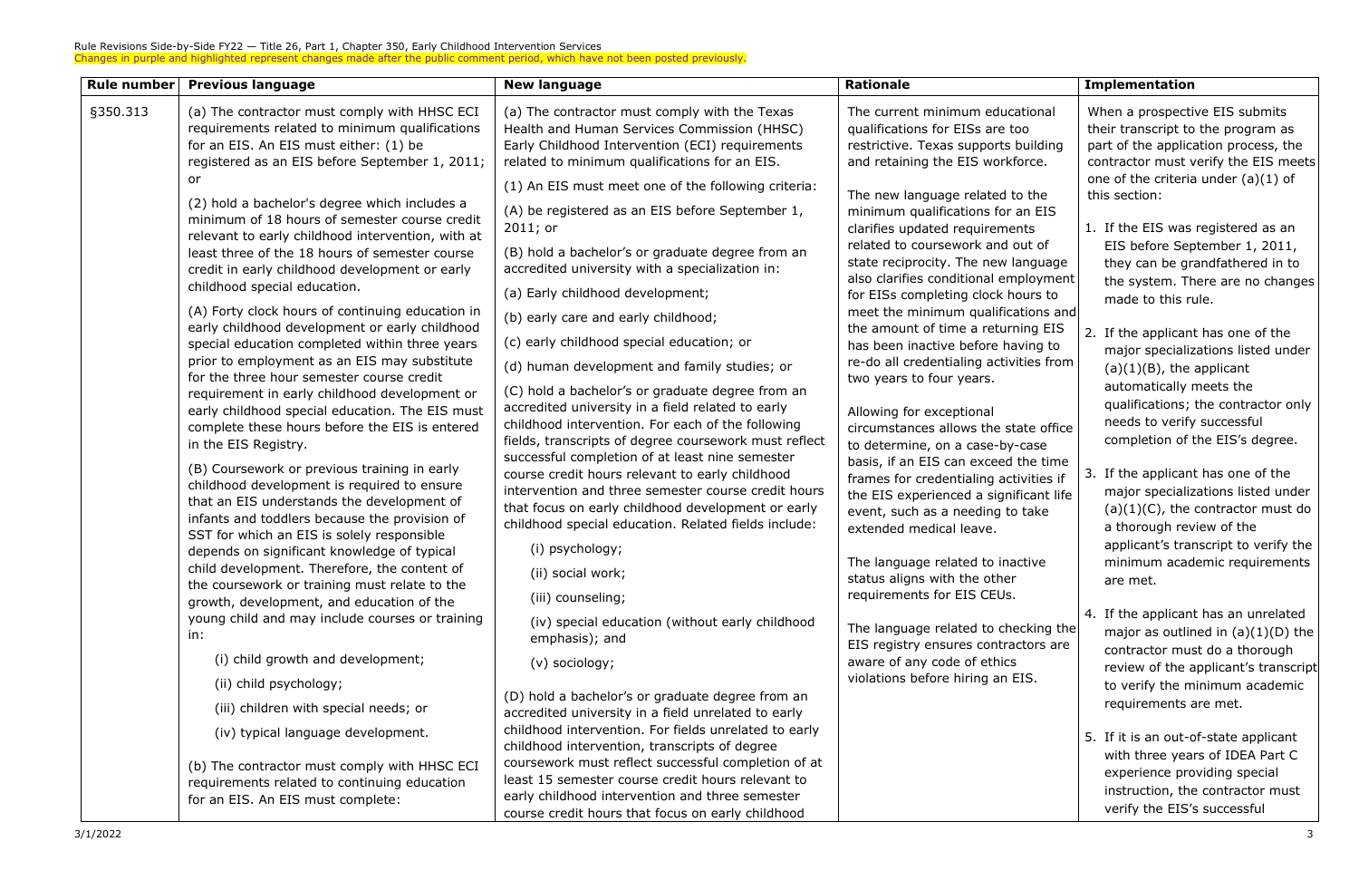Rule Revisions Side-by-Side FY22 — Title 26, Part 1, Chapter 350, Early Childhood Intervention Services

Changes in purple and highlighted represent changes made after the public comment period, which have not been posted previously.

| Rule number | Previous language | New language | Rationale | Implementation |
| --- | --- | --- | --- | --- |
| §350.313 | (a) The contractor must comply with HHSC ECI requirements related to minimum qualifications for an EIS. An EIS must either: (1) be registered as an EIS before September 1, 2011; or<br><br>(2) hold a bachelor's degree which includes a minimum of 18 hours of semester course credit relevant to early childhood intervention, with at least three of the 18 hours of semester course credit in early childhood development or early childhood special education.<br><br>(A) Forty clock hours of continuing education in early childhood development or early childhood special education completed within three years prior to employment as an EIS may substitute for the three hour semester course credit requirement in early childhood development or early childhood special education. The EIS must complete these hours before the EIS is entered in the EIS Registry.<br><br>(B) Coursework or previous training in early childhood development is required to ensure that an EIS understands the development of infants and toddlers because the provision of SST for which an EIS is solely responsible depends on significant knowledge of typical child development. Therefore, the content of the coursework or training must relate to the growth, development, and education of the young child and may include courses or training in:<br><br>(i) child growth and development;<br><br>(ii) child psychology;<br><br>(iii) children with special needs; or<br><br>(iv) typical language development.<br><br>(b) The contractor must comply with HHSC ECI requirements related to continuing education for an EIS. An EIS must complete: | (a) The contractor must comply with the Texas Health and Human Services Commission (HHSC) Early Childhood Intervention (ECI) requirements related to minimum qualifications for an EIS.<br><br>(1) An EIS must meet one of the following criteria:<br><br>(A) be registered as an EIS before September 1, 2011; or<br><br>(B) hold a bachelor's or graduate degree from an accredited university with a specialization in:<br><br>(a) Early childhood development;<br><br>(b) early care and early childhood;<br><br>(c) early childhood special education; or<br><br>(d) human development and family studies; or<br><br>(C) hold a bachelor's or graduate degree from an accredited university in a field related to early childhood intervention. For each of the following fields, transcripts of degree coursework must reflect successful completion of at least nine semester course credit hours relevant to early childhood intervention and three semester course credit hours that focus on early childhood development or early childhood special education. Related fields include:<br><br>(i) psychology;<br><br>(ii) social work;<br><br>(iii) counseling;<br><br>(iv) special education (without early childhood emphasis); and<br><br>(v) sociology;<br><br>(D) hold a bachelor's or graduate degree from an accredited university in a field unrelated to early childhood intervention. For fields unrelated to early childhood intervention, transcripts of degree coursework must reflect successful completion of at least 15 semester course credit hours relevant to early childhood intervention and three semester course credit hours that focus on early childhood | The current minimum educational qualifications for EISs are too restrictive. Texas supports building and retaining the EIS workforce.<br><br>The new language related to the minimum qualifications for an EIS clarifies updated requirements related to coursework and out of state reciprocity. The new language also clarifies conditional employment for EISs completing clock hours to meet the minimum qualifications and the amount of time a returning EIS has been inactive before having to re-do all credentialing activities from two years to four years.<br><br>Allowing for exceptional circumstances allows the state office to determine, on a case-by-case basis, if an EIS can exceed the time frames for credentialing activities if the EIS experienced a significant life event, such as a needing to take extended medical leave.<br><br>The language related to inactive status aligns with the other requirements for EIS CEUs.<br><br>The language related to checking the EIS registry ensures contractors are aware of any code of ethics violations before hiring an EIS. | When a prospective EIS submits their transcript to the program as part of the application process, the contractor must verify the EIS meets one of the criteria under (a)(1) of this section:<br><br>1. If the EIS was registered as an EIS before September 1, 2011, they can be grandfathered in to the system. There are no changes made to this rule.<br><br>2. If the applicant has one of the major specializations listed under (a)(1)(B), the applicant automatically meets the qualifications; the contractor only needs to verify successful completion of the EIS's degree.<br><br>3. If the applicant has one of the major specializations listed under (a)(1)(C), the contractor must do a thorough review of the applicant's transcript to verify the minimum academic requirements are met.<br><br>4. If the applicant has an unrelated major as outlined in (a)(1)(D) the contractor must do a thorough review of the applicant's transcript to verify the minimum academic requirements are met.<br><br>5. If it is an out-of-state applicant with three years of IDEA Part C experience providing special instruction, the contractor must verify the EIS's successful |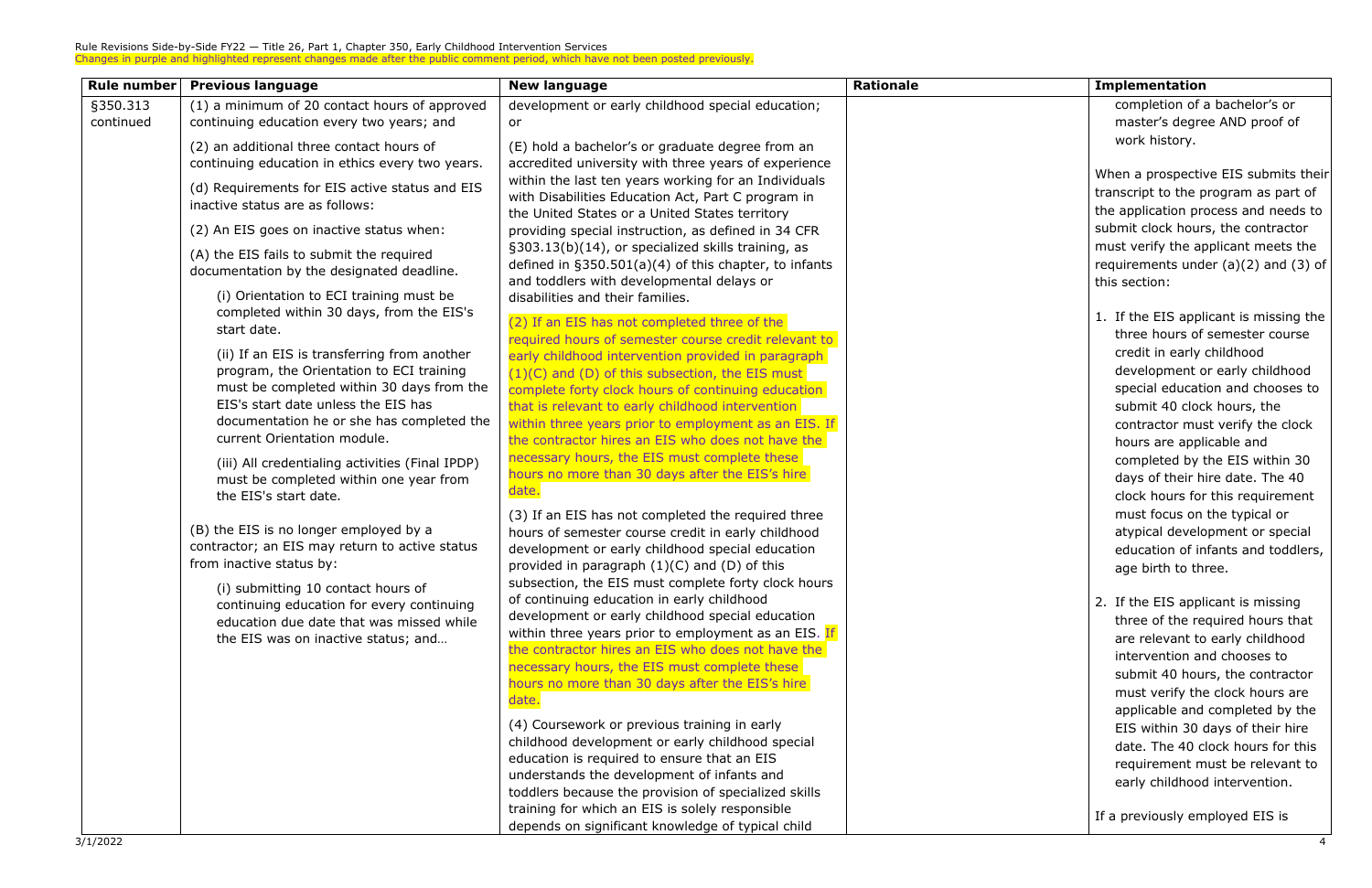Rule Revisions Side-by-Side FY22 — Title 26, Part 1, Chapter 350, Early Childhood Intervention Services

Changes in purple and highlighted represent changes made after the public comment period, which have not been posted previously.

| Rule number | Previous language | New language | Rationale | Implementation |
|---|---|---|---|---|
| §350.313 continued | (1) a minimum of 20 contact hours of approved continuing education every two years; and<br><br>(2) an additional three contact hours of continuing education in ethics every two years.<br><br>(d) Requirements for EIS active status and EIS inactive status are as follows:<br><br>(2) An EIS goes on inactive status when:<br><br>(A) the EIS fails to submit the required documentation by the designated deadline.<br><br>(i) Orientation to ECI training must be completed within 30 days, from the EIS's start date.<br><br>(ii) If an EIS is transferring from another program, the Orientation to ECI training must be completed within 30 days from the EIS's start date unless the EIS has documentation he or she has completed the current Orientation module.<br><br>(iii) All credentialing activities (Final IPDP) must be completed within one year from the EIS's start date.<br><br>(B) the EIS is no longer employed by a contractor; an EIS may return to active status from inactive status by:<br><br>(i) submitting 10 contact hours of continuing education for every continuing education due date that was missed while the EIS was on inactive status; and… | development or early childhood special education; or<br><br>(E) hold a bachelor's or graduate degree from an accredited university with three years of experience within the last ten years working for an Individuals with Disabilities Education Act, Part C program in the United States or a United States territory providing special instruction, as defined in 34 CFR §303.13(b)(14), or specialized skills training, as defined in §350.501(a)(4) of this chapter, to infants and toddlers with developmental delays or disabilities and their families.<br><br>(2) If an EIS has not completed three of the required hours of semester course credit relevant to early childhood intervention provided in paragraph (1)(C) and (D) of this subsection, the EIS must complete forty clock hours of continuing education that is relevant to early childhood intervention within three years prior to employment as an EIS. If the contractor hires an EIS who does not have the necessary hours, the EIS must complete these hours no more than 30 days after the EIS's hire date.<br><br>(3) If an EIS has not completed the required three hours of semester course credit in early childhood development or early childhood special education provided in paragraph (1)(C) and (D) of this subsection, the EIS must complete forty clock hours of continuing education in early childhood development or early childhood special education within three years prior to employment as an EIS. If the contractor hires an EIS who does not have the necessary hours, the EIS must complete these hours no more than 30 days after the EIS's hire date.<br><br>(4) Coursework or previous training in early childhood development or early childhood special education is required to ensure that an EIS understands the development of infants and toddlers because the provision of specialized skills training for which an EIS is solely responsible depends on significant knowledge of typical child | | completion of a bachelor's or master's degree AND proof of work history.<br><br>When a prospective EIS submits their transcript to the program as part of the application process and needs to submit clock hours, the contractor must verify the applicant meets the requirements under (a)(2) and (3) of this section:<br><br>1. If the EIS applicant is missing the three hours of semester course credit in early childhood development or early childhood special education and chooses to submit 40 clock hours, the contractor must verify the clock hours are applicable and completed by the EIS within 30 days of their hire date. The 40 clock hours for this requirement must focus on the typical or atypical development or special education of infants and toddlers, age birth to three.<br><br>2. If the EIS applicant is missing three of the required hours that are relevant to early childhood intervention and chooses to submit 40 hours, the contractor must verify the clock hours are applicable and completed by the EIS within 30 days of their hire date. The 40 clock hours for this requirement must be relevant to early childhood intervention.<br><br>If a previously employed EIS is |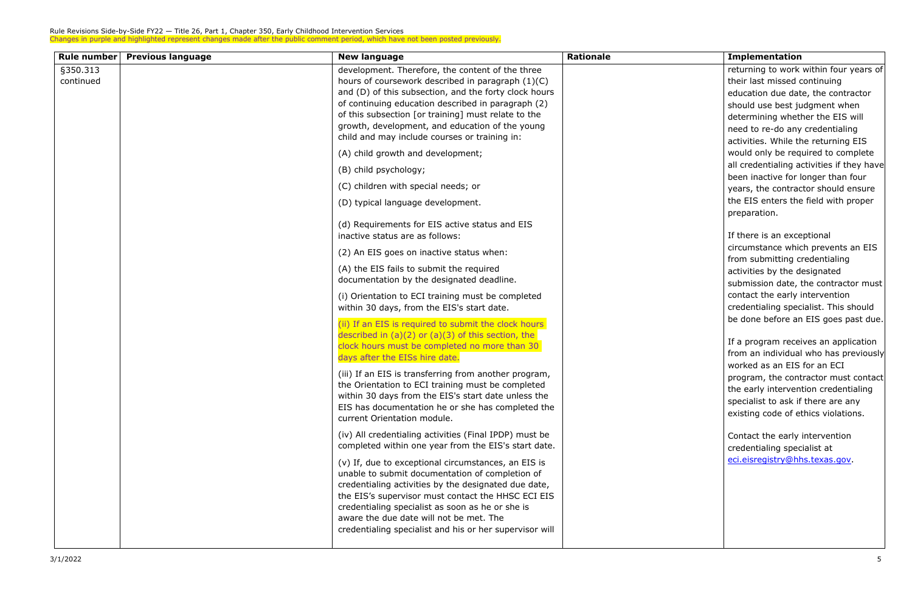Rule Revisions Side-by-Side FY22 — Title 26, Part 1, Chapter 350, Early Childhood Intervention Services

Changes in purple and highlighted represent changes made after the public comment period, which have not been posted previously.

| Rule number | Previous language | New language | Rationale | Implementation |
|---|---|---|---|---|
| §350.313 continued | | development. Therefore, the content of the three hours of coursework described in paragraph (1)(C) and (D) of this subsection, and the forty clock hours of continuing education described in paragraph (2) of this subsection [or training] must relate to the growth, development, and education of the young child and may include courses or training in:<br><br>(A) child growth and development;<br><br>(B) child psychology;<br><br>(C) children with special needs; or<br><br>(D) typical language development.<br><br>(d) Requirements for EIS active status and EIS inactive status are as follows:<br><br>(2) An EIS goes on inactive status when:<br><br>(A) the EIS fails to submit the required documentation by the designated deadline.<br><br>(i) Orientation to ECI training must be completed within 30 days, from the EIS's start date.<br><br>(ii) If an EIS is required to submit the clock hours described in (a)(2) or (a)(3) of this section, the clock hours must be completed no more than 30 days after the EISs hire date.<br><br>(iii) If an EIS is transferring from another program, the Orientation to ECI training must be completed within 30 days from the EIS's start date unless the EIS has documentation he or she has completed the current Orientation module.<br><br>(iv) All credentialing activities (Final IPDP) must be completed within one year from the EIS's start date.<br><br>(v) If, due to exceptional circumstances, an EIS is unable to submit documentation of completion of credentialing activities by the designated due date, the EIS's supervisor must contact the HHSC ECI EIS credentialing specialist as soon as he or she is aware the due date will not be met. The credentialing specialist and his or her supervisor will | | returning to work within four years of their last missed continuing education due date, the contractor should use best judgment when determining whether the EIS will need to re-do any credentialing activities. While the returning EIS would only be required to complete all credentialing activities if they have been inactive for longer than four years, the contractor should ensure the EIS enters the field with proper preparation.<br><br>If there is an exceptional circumstance which prevents an EIS from submitting credentialing activities by the designated submission date, the contractor must contact the early intervention credentialing specialist. This should be done before an EIS goes past due.<br><br>If a program receives an application from an individual who has previously worked as an EIS for an ECI program, the contractor must contact the early intervention credentialing specialist to ask if there are any existing code of ethics violations.<br><br>Contact the early intervention credentialing specialist at eci.eisregistry@hhs.texas.gov. |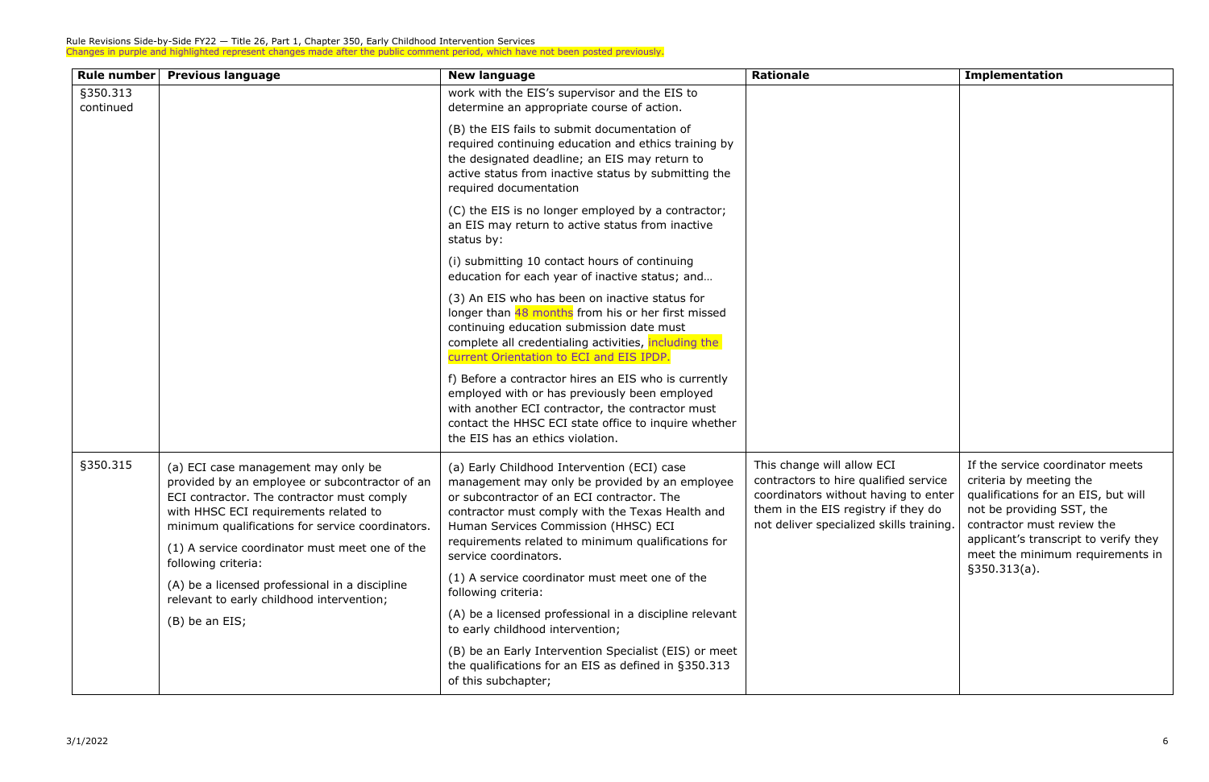Rule Revisions Side-by-Side FY22 — Title 26, Part 1, Chapter 350, Early Childhood Intervention Services

Changes in purple and highlighted represent changes made after the public comment period, which have not been posted previously.

| Rule number | Previous language | New language | Rationale | Implementation |
|---|---|---|---|---|
| §350.313 continued | | work with the EIS's supervisor and the EIS to determine an appropriate course of action.<br><br>(B) the EIS fails to submit documentation of required continuing education and ethics training by the designated deadline; an EIS may return to active status from inactive status by submitting the required documentation<br><br>(C) the EIS is no longer employed by a contractor; an EIS may return to active status from inactive status by:<br><br>(i) submitting 10 contact hours of continuing education for each year of inactive status; and…<br><br>(3) An EIS who has been on inactive status for longer than 48 months from his or her first missed continuing education submission date must complete all credentialing activities, including the current Orientation to ECI and EIS IPDP.<br><br>f) Before a contractor hires an EIS who is currently employed with or has previously been employed with another ECI contractor, the contractor must contact the HHSC ECI state office to inquire whether the EIS has an ethics violation. | | |
| §350.315 | (a) ECI case management may only be provided by an employee or subcontractor of an ECI contractor. The contractor must comply with HHSC ECI requirements related to minimum qualifications for service coordinators.<br><br>(1) A service coordinator must meet one of the following criteria:<br><br>(A) be a licensed professional in a discipline relevant to early childhood intervention;<br><br>(B) be an EIS; | (a) Early Childhood Intervention (ECI) case management may only be provided by an employee or subcontractor of an ECI contractor. The contractor must comply with the Texas Health and Human Services Commission (HHSC) ECI requirements related to minimum qualifications for service coordinators.<br><br>(1) A service coordinator must meet one of the following criteria:<br><br>(A) be a licensed professional in a discipline relevant to early childhood intervention;<br><br>(B) be an Early Intervention Specialist (EIS) or meet the qualifications for an EIS as defined in §350.313 of this subchapter; | This change will allow ECI contractors to hire qualified service coordinators without having to enter them in the EIS registry if they do not deliver specialized skills training. | If the service coordinator meets criteria by meeting the qualifications for an EIS, but will not be providing SST, the contractor must review the applicant's transcript to verify they meet the minimum requirements in §350.313(a). |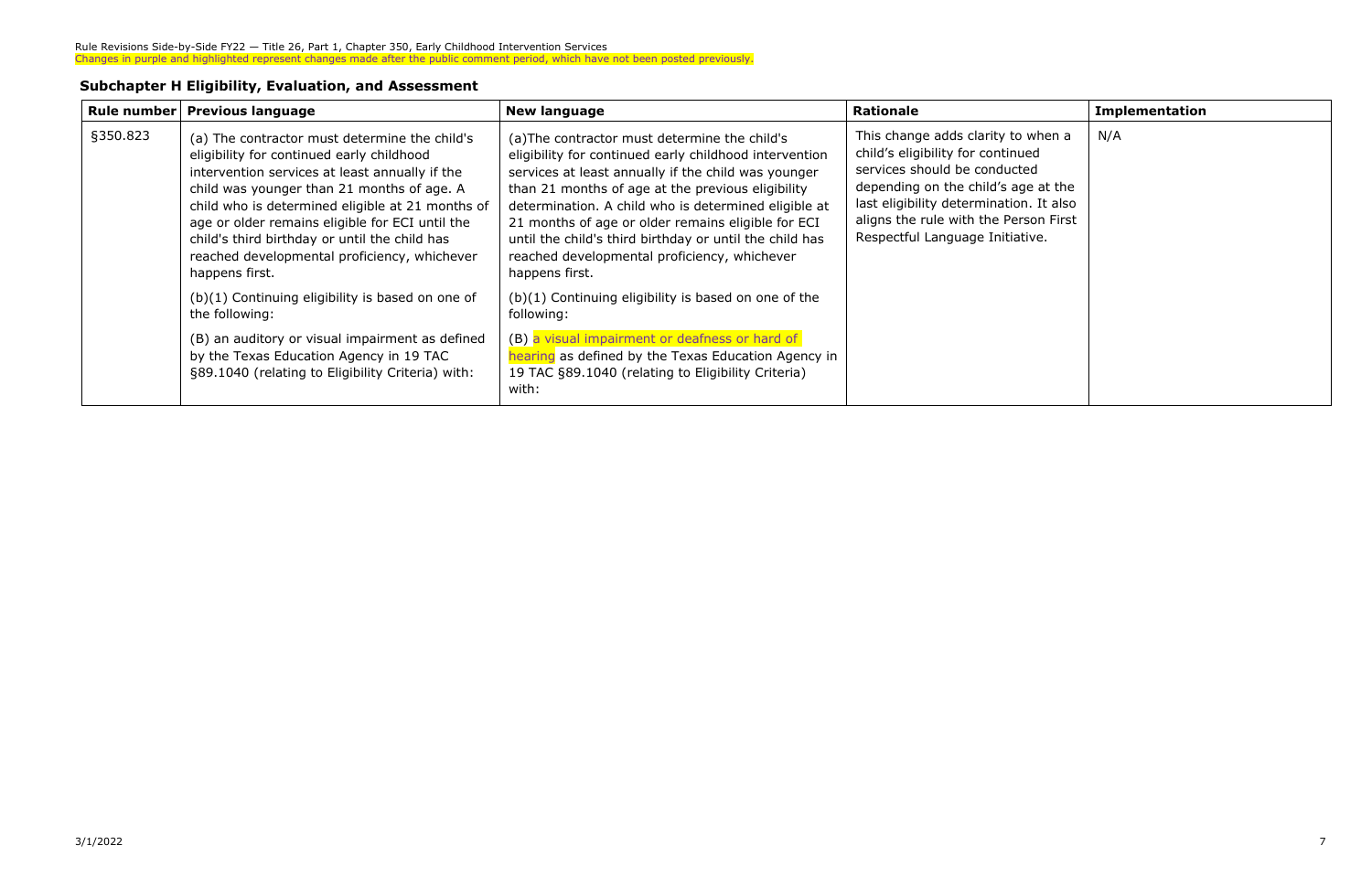Rule Revisions Side-by-Side FY22 — Title 26, Part 1, Chapter 350, Early Childhood Intervention Services

Changes in purple and highlighted represent changes made after the public comment period, which have not been posted previously.

## Subchapter H Eligibility, Evaluation, and Assessment

| Rule number | Previous language | New language | Rationale | Implementation |
|---|---|---|---|---|
| §350.823 | (a) The contractor must determine the child's eligibility for continued early childhood intervention services at least annually if the child was younger than 21 months of age. A child who is determined eligible at 21 months of age or older remains eligible for ECI until the child's third birthday or until the child has reached developmental proficiency, whichever happens first.<br><br>(b)(1) Continuing eligibility is based on one of the following:<br><br>(B) an auditory or visual impairment as defined by the Texas Education Agency in 19 TAC §89.1040 (relating to Eligibility Criteria) with: | (a)The contractor must determine the child's eligibility for continued early childhood intervention services at least annually if the child was younger than 21 months of age at the previous eligibility determination. A child who is determined eligible at 21 months of age or older remains eligible for ECI until the child's third birthday or until the child has reached developmental proficiency, whichever happens first.<br><br>(b)(1) Continuing eligibility is based on one of the following:<br><br>(B) a visual impairment or deafness or hard of hearing as defined by the Texas Education Agency in 19 TAC §89.1040 (relating to Eligibility Criteria) with: | This change adds clarity to when a child's eligibility for continued services should be conducted depending on the child's age at the last eligibility determination. It also aligns the rule with the Person First Respectful Language Initiative. | N/A |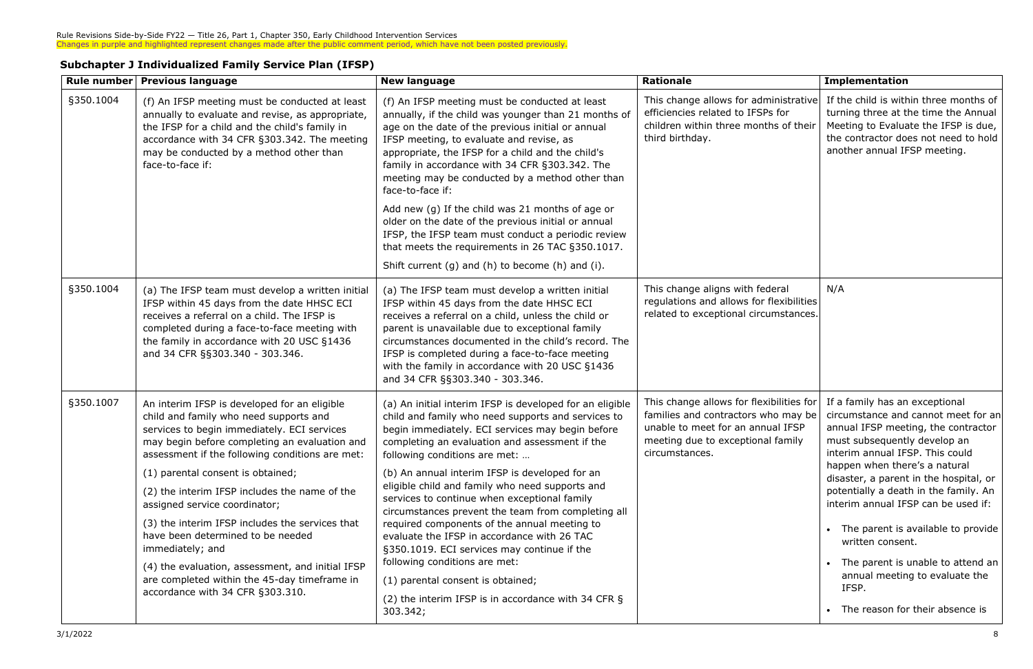Rule Revisions Side-by-Side FY22 — Title 26, Part 1, Chapter 350, Early Childhood Intervention Services
Changes in purple and highlighted represent changes made after the public comment period, which have not been posted previously.

## Subchapter J Individualized Family Service Plan (IFSP)

| Rule number | Previous language | New language | Rationale | Implementation |
|---|---|---|---|---|
| §350.1004 | (f) An IFSP meeting must be conducted at least annually to evaluate and revise, as appropriate, the IFSP for a child and the child's family in accordance with 34 CFR §303.342. The meeting may be conducted by a method other than face-to-face if: | (f) An IFSP meeting must be conducted at least annually, if the child was younger than 21 months of age on the date of the previous initial or annual IFSP meeting, to evaluate and revise, as appropriate, the IFSP for a child and the child's family in accordance with 34 CFR §303.342. The meeting may be conducted by a method other than face-to-face if:<br><br>Add new (g) If the child was 21 months of age or older on the date of the previous initial or annual IFSP, the IFSP team must conduct a periodic review that meets the requirements in 26 TAC §350.1017.<br><br>Shift current (g) and (h) to become (h) and (i). | This change allows for administrative efficiencies related to IFSPs for children within three months of their third birthday. | If the child is within three months of turning three at the time the Annual Meeting to Evaluate the IFSP is due, the contractor does not need to hold another annual IFSP meeting. |
| §350.1004 | (a) The IFSP team must develop a written initial IFSP within 45 days from the date HHSC ECI receives a referral on a child. The IFSP is completed during a face-to-face meeting with the family in accordance with 20 USC §1436 and 34 CFR §§303.340 - 303.346. | (a) The IFSP team must develop a written initial IFSP within 45 days from the date HHSC ECI receives a referral on a child, unless the child or parent is unavailable due to exceptional family circumstances documented in the child's record. The IFSP is completed during a face-to-face meeting with the family in accordance with 20 USC §1436 and 34 CFR §§303.340 - 303.346. | This change aligns with federal regulations and allows for flexibilities related to exceptional circumstances. | N/A |
| §350.1007 | An interim IFSP is developed for an eligible child and family who need supports and services to begin immediately. ECI services may begin before completing an evaluation and assessment if the following conditions are met:<br><br>(1) parental consent is obtained;<br><br>(2) the interim IFSP includes the name of the assigned service coordinator;<br><br>(3) the interim IFSP includes the services that have been determined to be needed immediately; and<br><br>(4) the evaluation, assessment, and initial IFSP are completed within the 45-day timeframe in accordance with 34 CFR §303.310. | (a) An initial interim IFSP is developed for an eligible child and family who need supports and services to begin immediately. ECI services may begin before completing an evaluation and assessment if the following conditions are met: …<br><br>(b) An annual interim IFSP is developed for an eligible child and family who need supports and services to continue when exceptional family circumstances prevent the team from completing all required components of the annual meeting to evaluate the IFSP in accordance with 26 TAC §350.1019. ECI services may continue if the following conditions are met:<br><br>(1) parental consent is obtained;<br><br>(2) the interim IFSP is in accordance with 34 CFR § 303.342; | This change allows for flexibilities for families and contractors who may be unable to meet for an annual IFSP meeting due to exceptional family circumstances. | If a family has an exceptional circumstance and cannot meet for an annual IFSP meeting, the contractor must subsequently develop an interim annual IFSP. This could happen when there's a natural disaster, a parent in the hospital, or potentially a death in the family. An interim annual IFSP can be used if:<br><br>• The parent is available to provide written consent.<br><br>• The parent is unable to attend an annual meeting to evaluate the IFSP.<br><br>• The reason for their absence is |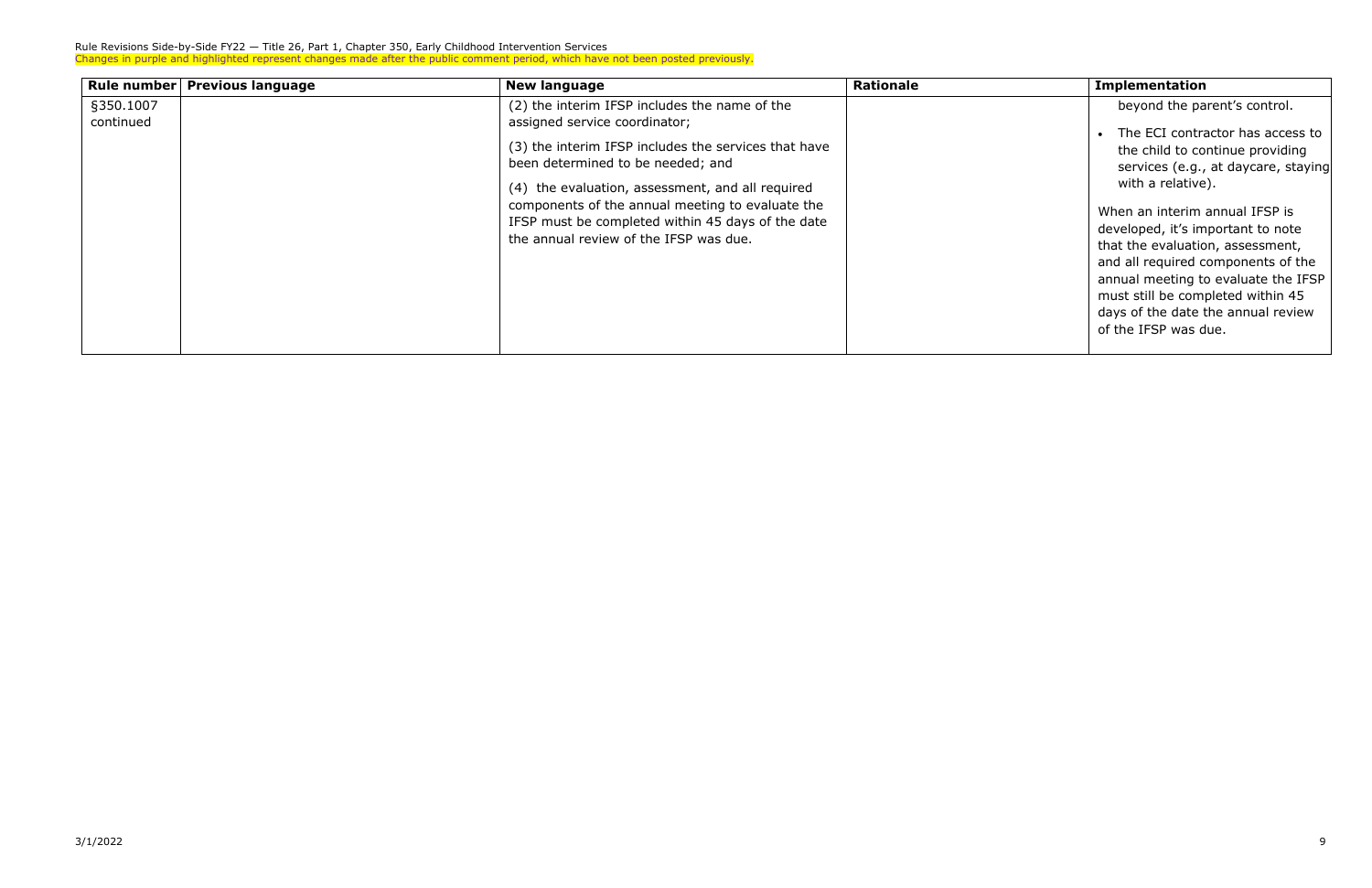Rule Revisions Side-by-Side FY22 — Title 26, Part 1, Chapter 350, Early Childhood Intervention Services

Changes in purple and highlighted represent changes made after the public comment period, which have not been posted previously.

| Rule number | Previous language | New language | Rationale | Implementation |
|---|---|---|---|---|
| §350.1007 continued | | (2) the interim IFSP includes the name of the assigned service coordinator;<br><br>(3) the interim IFSP includes the services that have been determined to be needed; and<br><br>(4) the evaluation, assessment, and all required components of the annual meeting to evaluate the IFSP must be completed within 45 days of the date the annual review of the IFSP was due. | | beyond the parent's control.<br><br>• The ECI contractor has access to the child to continue providing services (e.g., at daycare, staying with a relative).<br><br>When an interim annual IFSP is developed, it's important to note that the evaluation, assessment, and all required components of the annual meeting to evaluate the IFSP must still be completed within 45 days of the date the annual review of the IFSP was due. |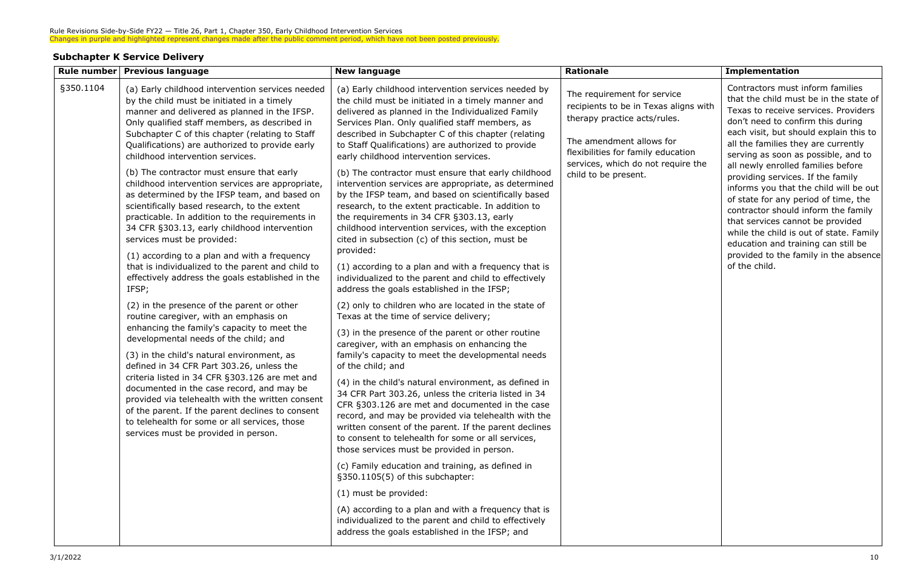Rule Revisions Side-by-Side FY22 — Title 26, Part 1, Chapter 350, Early Childhood Intervention Services

Changes in purple and highlighted represent changes made after the public comment period, which have not been posted previously.

## Subchapter K Service Delivery

| Rule number | Previous language | New language | Rationale | Implementation |
|---|---|---|---|---|
| §350.1104 | (a) Early childhood intervention services needed by the child must be initiated in a timely manner and delivered as planned in the IFSP. Only qualified staff members, as described in Subchapter C of this chapter (relating to Staff Qualifications) are authorized to provide early childhood intervention services.<br><br>(b) The contractor must ensure that early childhood intervention services are appropriate, as determined by the IFSP team, and based on scientifically based research, to the extent practicable. In addition to the requirements in 34 CFR §303.13, early childhood intervention services must be provided:<br><br>(1) according to a plan and with a frequency that is individualized to the parent and child to effectively address the goals established in the IFSP;<br><br>(2) in the presence of the parent or other routine caregiver, with an emphasis on enhancing the family's capacity to meet the developmental needs of the child; and<br><br>(3) in the child's natural environment, as defined in 34 CFR Part 303.26, unless the criteria listed in 34 CFR §303.126 are met and documented in the case record, and may be provided via telehealth with the written consent of the parent. If the parent declines to consent to telehealth for some or all services, those services must be provided in person. | (a) Early childhood intervention services needed by the child must be initiated in a timely manner and delivered as planned in the Individualized Family Services Plan. Only qualified staff members, as described in Subchapter C of this chapter (relating to Staff Qualifications) are authorized to provide early childhood intervention services.<br><br>(b) The contractor must ensure that early childhood intervention services are appropriate, as determined by the IFSP team, and based on scientifically based research, to the extent practicable. In addition to the requirements in 34 CFR §303.13, early childhood intervention services, with the exception cited in subsection (c) of this section, must be provided:<br><br>(1) according to a plan and with a frequency that is individualized to the parent and child to effectively address the goals established in the IFSP;<br><br>(2) only to children who are located in the state of Texas at the time of service delivery;<br><br>(3) in the presence of the parent or other routine caregiver, with an emphasis on enhancing the family's capacity to meet the developmental needs of the child; and<br><br>(4) in the child's natural environment, as defined in 34 CFR Part 303.26, unless the criteria listed in 34 CFR §303.126 are met and documented in the case record, and may be provided via telehealth with the written consent of the parent. If the parent declines to consent to telehealth for some or all services, those services must be provided in person.<br><br>(c) Family education and training, as defined in §350.1105(5) of this subchapter:<br><br>(1) must be provided:<br><br>(A) according to a plan and with a frequency that is individualized to the parent and child to effectively address the goals established in the IFSP; and | The requirement for service recipients to be in Texas aligns with therapy practice acts/rules.<br><br>The amendment allows for flexibilities for family education services, which do not require the child to be present. | Contractors must inform families that the child must be in the state of Texas to receive services. Providers don't need to confirm this during each visit, but should explain this to all the families they are currently serving as soon as possible, and to all newly enrolled families before providing services. If the family informs you that the child will be out of state for any period of time, the contractor should inform the family that services cannot be provided while the child is out of state. Family education and training can still be provided to the family in the absence of the child. |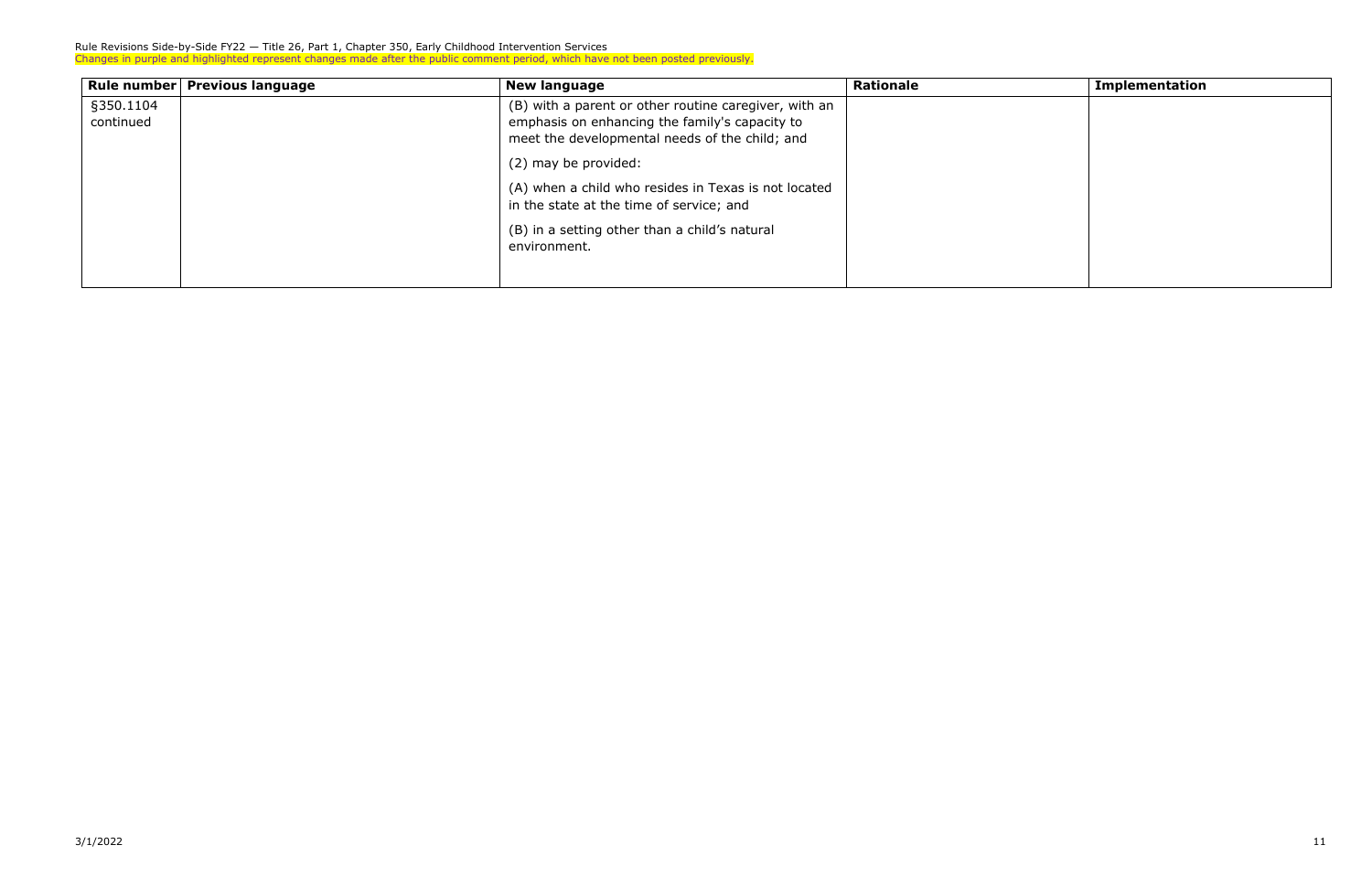| Rule number | Previous language | New language | Rationale | Implementation |
|---|---|---|---|---|
| §350.1104 continued | | (B) with a parent or other routine caregiver, with an emphasis on enhancing the family's capacity to meet the developmental needs of the child; and<br><br>(2) may be provided:<br><br>(A) when a child who resides in Texas is not located in the state at the time of service; and<br><br>(B) in a setting other than a child's natural environment. | | |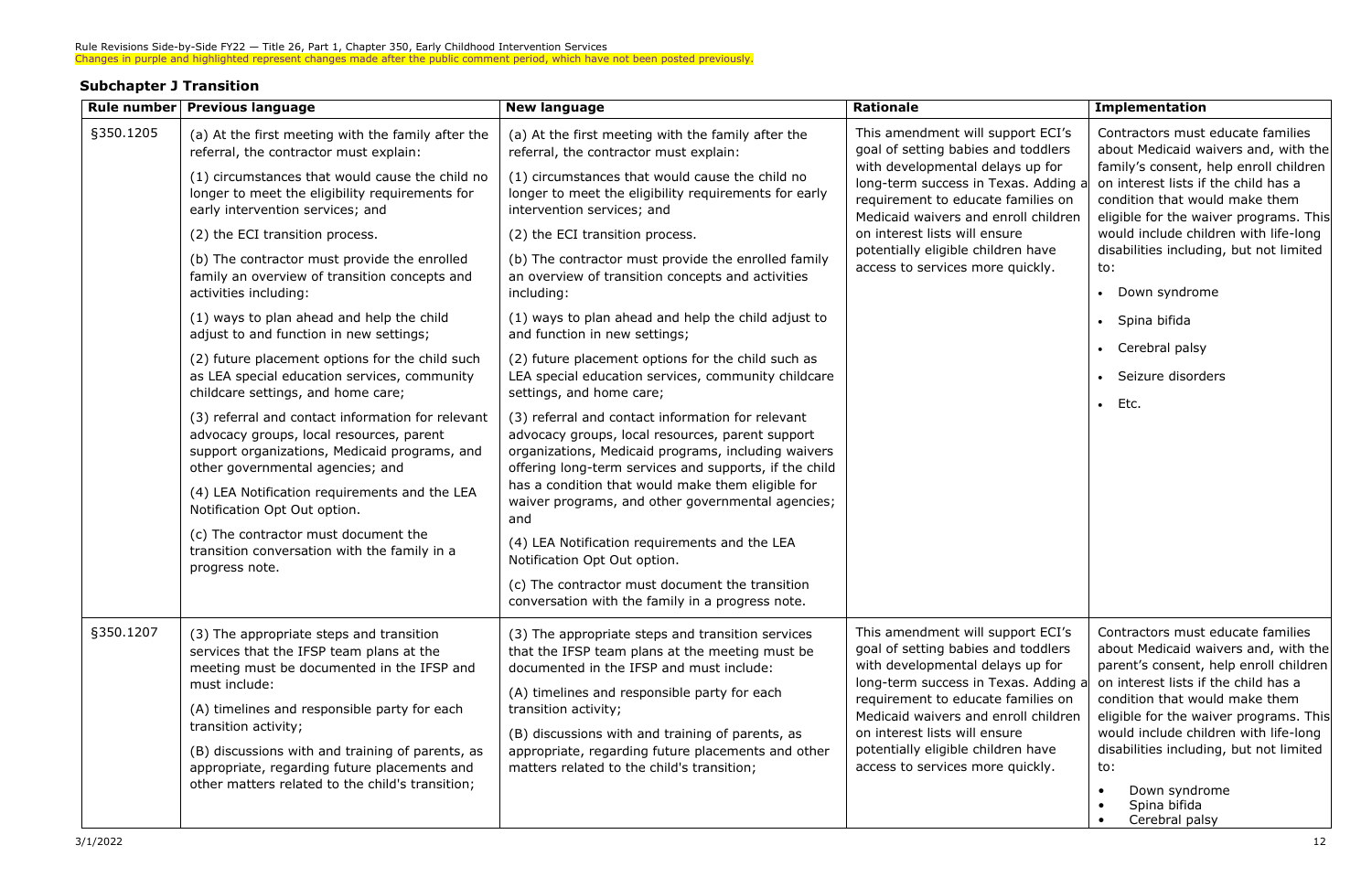Rule Revisions Side-by-Side FY22 — Title 26, Part 1, Chapter 350, Early Childhood Intervention Services
Changes in purple and highlighted represent changes made after the public comment period, which have not been posted previously.

## Subchapter J Transition

| Rule number | Previous language | New language | Rationale | Implementation |
|---|---|---|---|---|
| §350.1205 | (a) At the first meeting with the family after the referral, the contractor must explain:<br><br>(1) circumstances that would cause the child no longer to meet the eligibility requirements for early intervention services; and<br><br>(2) the ECI transition process.<br><br>(b) The contractor must provide the enrolled family an overview of transition concepts and activities including:<br><br>(1) ways to plan ahead and help the child adjust to and function in new settings;<br><br>(2) future placement options for the child such as LEA special education services, community childcare settings, and home care;<br><br>(3) referral and contact information for relevant advocacy groups, local resources, parent support organizations, Medicaid programs, and other governmental agencies; and<br><br>(4) LEA Notification requirements and the LEA Notification Opt Out option.<br><br>(c) The contractor must document the transition conversation with the family in a progress note. | (a) At the first meeting with the family after the referral, the contractor must explain:<br><br>(1) circumstances that would cause the child no longer to meet the eligibility requirements for early intervention services; and<br><br>(2) the ECI transition process.<br><br>(b) The contractor must provide the enrolled family an overview of transition concepts and activities including:<br><br>(1) ways to plan ahead and help the child adjust to and function in new settings;<br><br>(2) future placement options for the child such as LEA special education services, community childcare settings, and home care;<br><br>(3) referral and contact information for relevant advocacy groups, local resources, parent support organizations, Medicaid programs, including waivers offering long-term services and supports, if the child has a condition that would make them eligible for waiver programs, and other governmental agencies; and<br><br>(4) LEA Notification requirements and the LEA Notification Opt Out option.<br><br>(c) The contractor must document the transition conversation with the family in a progress note. | This amendment will support ECI's goal of setting babies and toddlers with developmental delays up for long-term success in Texas. Adding a requirement to educate families on Medicaid waivers and enroll children on interest lists will ensure potentially eligible children have access to services more quickly. | Contractors must educate families about Medicaid waivers and, with the family's consent, help enroll children on interest lists if the child has a condition that would make them eligible for the waiver programs. This would include children with life-long disabilities including, but not limited to:<br><br>• Down syndrome<br>• Spina bifida<br>• Cerebral palsy<br>• Seizure disorders<br>• Etc. |
| §350.1207 | (3) The appropriate steps and transition services that the IFSP team plans at the meeting must be documented in the IFSP and must include:<br><br>(A) timelines and responsible party for each transition activity;<br><br>(B) discussions with and training of parents, as appropriate, regarding future placements and other matters related to the child's transition; | (3) The appropriate steps and transition services that the IFSP team plans at the meeting must be documented in the IFSP and must include:<br><br>(A) timelines and responsible party for each transition activity;<br><br>(B) discussions with and training of parents, as appropriate, regarding future placements and other matters related to the child's transition; | This amendment will support ECI's goal of setting babies and toddlers with developmental delays up for long-term success in Texas. Adding a requirement to educate families on Medicaid waivers and enroll children on interest lists will ensure potentially eligible children have access to services more quickly. | Contractors must educate families about Medicaid waivers and, with the parent's consent, help enroll children on interest lists if the child has a condition that would make them eligible for the waiver programs. This would include children with life-long disabilities including, but not limited to:<br><br>• Down syndrome<br>• Spina bifida<br>• Cerebral palsy |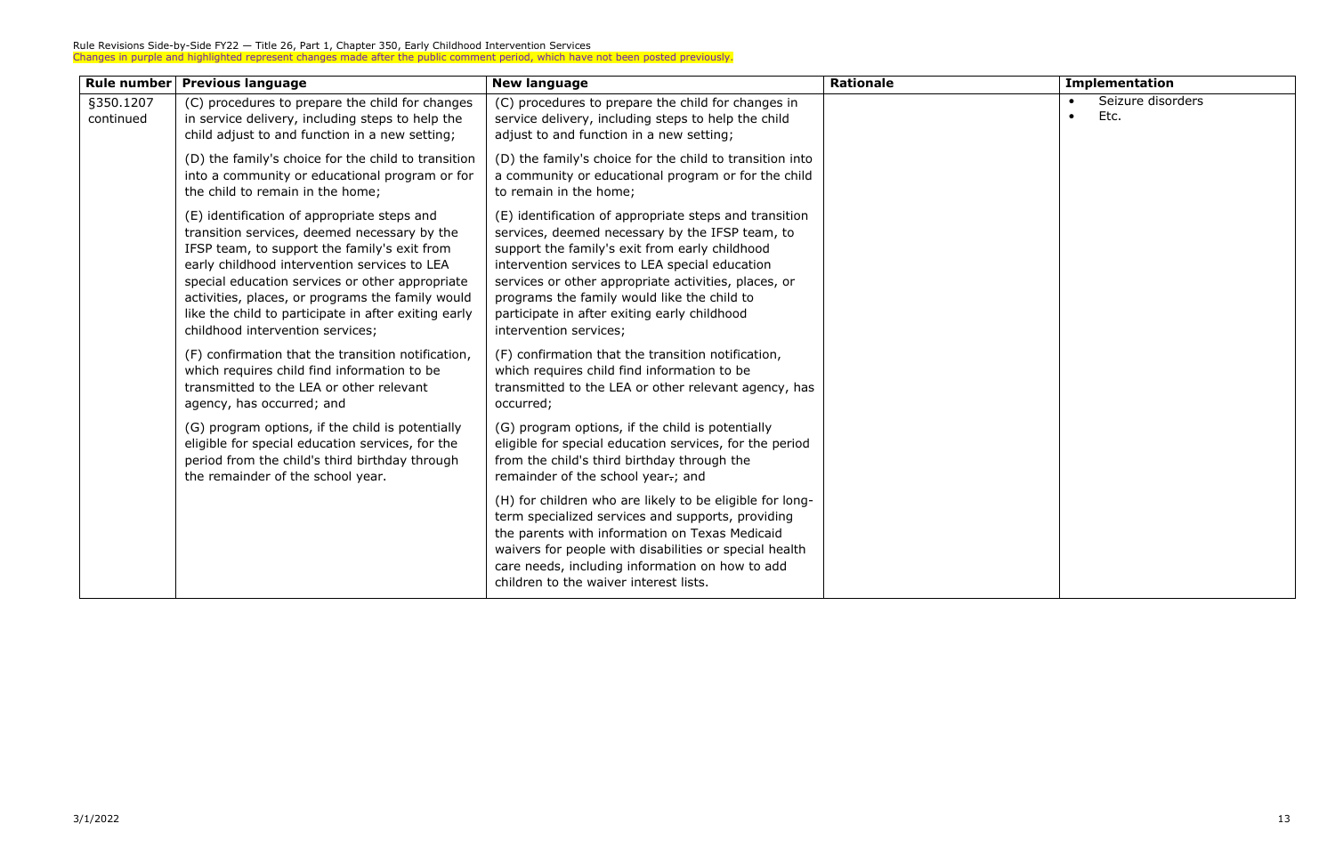Rule Revisions Side-by-Side FY22 — Title 26, Part 1, Chapter 350, Early Childhood Intervention Services

Changes in purple and highlighted represent changes made after the public comment period, which have not been posted previously.

| Rule number | Previous language | New language | Rationale | Implementation |
|---|---|---|---|---|
| §350.1207 continued | (C) procedures to prepare the child for changes in service delivery, including steps to help the child adjust to and function in a new setting;<br><br>(D) the family's choice for the child to transition into a community or educational program or for the child to remain in the home;<br><br>(E) identification of appropriate steps and transition services, deemed necessary by the IFSP team, to support the family's exit from early childhood intervention services to LEA special education services or other appropriate activities, places, or programs the family would like the child to participate in after exiting early childhood intervention services;<br><br>(F) confirmation that the transition notification, which requires child find information to be transmitted to the LEA or other relevant agency, has occurred; and<br><br>(G) program options, if the child is potentially eligible for special education services, for the period from the child's third birthday through the remainder of the school year. | (C) procedures to prepare the child for changes in service delivery, including steps to help the child adjust to and function in a new setting;<br><br>(D) the family's choice for the child to transition into a community or educational program or for the child to remain in the home;<br><br>(E) identification of appropriate steps and transition services, deemed necessary by the IFSP team, to support the family's exit from early childhood intervention services to LEA special education services or other appropriate activities, places, or programs the family would like the child to participate in after exiting early childhood intervention services;<br><br>(F) confirmation that the transition notification, which requires child find information to be transmitted to the LEA or other relevant agency, has occurred;<br><br>(G) program options, if the child is potentially eligible for special education services, for the period from the child's third birthday through the remainder of the school year.; and<br><br>(H) for children who are likely to be eligible for long-term specialized services and supports, providing the parents with information on Texas Medicaid waivers for people with disabilities or special health care needs, including information on how to add children to the waiver interest lists. | | • Seizure disorders<br>• Etc. |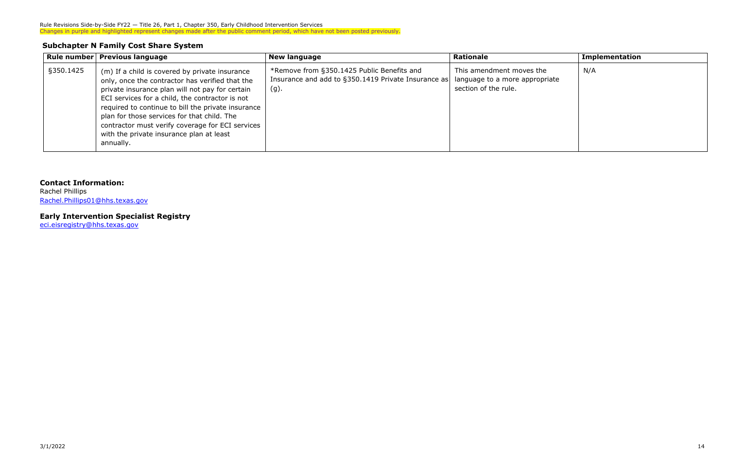## Subchapter N Family Cost Share System

| Rule number | Previous language | New language | Rationale | Implementation |
|---|---|---|---|---|
| §350.1425 | (m) If a child is covered by private insurance only, once the contractor has verified that the private insurance plan will not pay for certain ECI services for a child, the contractor is not required to continue to bill the private insurance plan for those services for that child. The contractor must verify coverage for ECI services with the private insurance plan at least annually. | *Remove from §350.1425 Public Benefits and Insurance and add to §350.1419 Private Insurance as (g). | This amendment moves the language to a more appropriate section of the rule. | N/A |

**Contact Information:**
Rachel Phillips
Rachel.Phillips01@hhs.texas.gov

**Early Intervention Specialist Registry**
eci.eisregistry@hhs.texas.gov